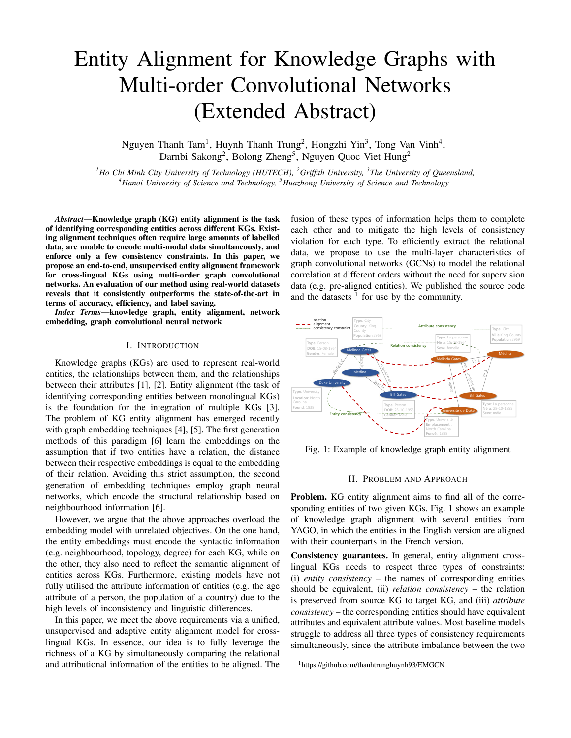# Entity Alignment for Knowledge Graphs with Multi-order Convolutional Networks (Extended Abstract)

Nguyen Thanh Tam[1], Huynh Thanh Trung[2], Hongzhi Yin[3], Tong Van Vinh[4], Darnbi Sakong[2], Bolong Zheng[5], Nguyen Quoc Viet Hung[2]

[1]*Ho Chi Minh City University of Technology (HUTECH),* [2]*Griffith University,* [3]*The University of Queensland,* [4]*Hanoi University of Science and Technology,* [5]*Huazhong University of Science and Technology*

***Abstract*—Knowledge graph (KG) entity alignment is the task of identifying corresponding entities across different KGs. Existing alignment techniques often require large amounts of labelled data, are unable to encode multi-modal data simultaneously, and enforce only a few consistency constraints. In this paper, we propose an end-to-end, unsupervised entity alignment framework for cross-lingual KGs using multi-order graph convolutional networks. An evaluation of our method using real-world datasets reveals that it consistently outperforms the state-of-the-art in terms of accuracy, efficiency, and label saving.**

***Index Terms*—knowledge graph, entity alignment, network embedding, graph convolutional neural network**

## I. Introduction

Knowledge graphs (KGs) are used to represent real-world entities, the relationships between them, and the relationships between their attributes [1], [2]. Entity alignment (the task of identifying corresponding entities between monolingual KGs) is the foundation for the integration of multiple KGs [3]. The problem of KG entity alignment has emerged recently with graph embedding techniques [4], [5]. The first generation methods of this paradigm [6] learn the embeddings on the assumption that if two entities have a relation, the distance between their respective embeddings is equal to the embedding of their relation. Avoiding this strict assumption, the second generation of embedding techniques employ graph neural networks, which encode the structural relationship based on neighbourhood information [6].

However, we argue that the above approaches overload the embedding model with unrelated objectives. On the one hand, the entity embeddings must encode the syntactic information (e.g. neighbourhood, topology, degree) for each KG, while on the other, they also need to reflect the semantic alignment of entities across KGs. Furthermore, existing models have not fully utilised the attribute information of entities (e.g. the age attribute of a person, the population of a country) due to the high levels of inconsistency and linguistic differences.

In this paper, we meet the above requirements via a unified, unsupervised and adaptive entity alignment model for cross-lingual KGs. In essence, our idea is to fully leverage the richness of a KG by simultaneously comparing the relational and attributional information of the entities to be aligned. The fusion of these types of information helps them to complete each other and to mitigate the high levels of consistency violation for each type. To efficiently extract the relational data, we propose to use the multi-layer characteristics of graph convolutional networks (GCNs) to model the relational correlation at different orders without the need for supervision data (e.g. pre-aligned entities). We published the source code and the datasets [1] for use by the community.

Fig. 1: Example of knowledge graph entity alignment

## II. Problem and Approach

**Problem.** KG entity alignment aims to find all of the corresponding entities of two given KGs. Fig. 1 shows an example of knowledge graph alignment with several entities from YAGO, in which the entities in the English version are aligned with their counterparts in the French version.

**Consistency guarantees.** In general, entity alignment cross-lingual KGs needs to respect three types of constraints: (i) *entity consistency* – the names of corresponding entities should be equivalent, (ii) *relation consistency* – the relation is preserved from source KG to target KG, and (iii) *attribute consistency* – the corresponding entities should have equivalent attributes and equivalent attribute values. Most baseline models struggle to address all three types of consistency requirements simultaneously, since the attribute imbalance between the two

[1] https://github.com/thanhtrunghuynh93/EMGCN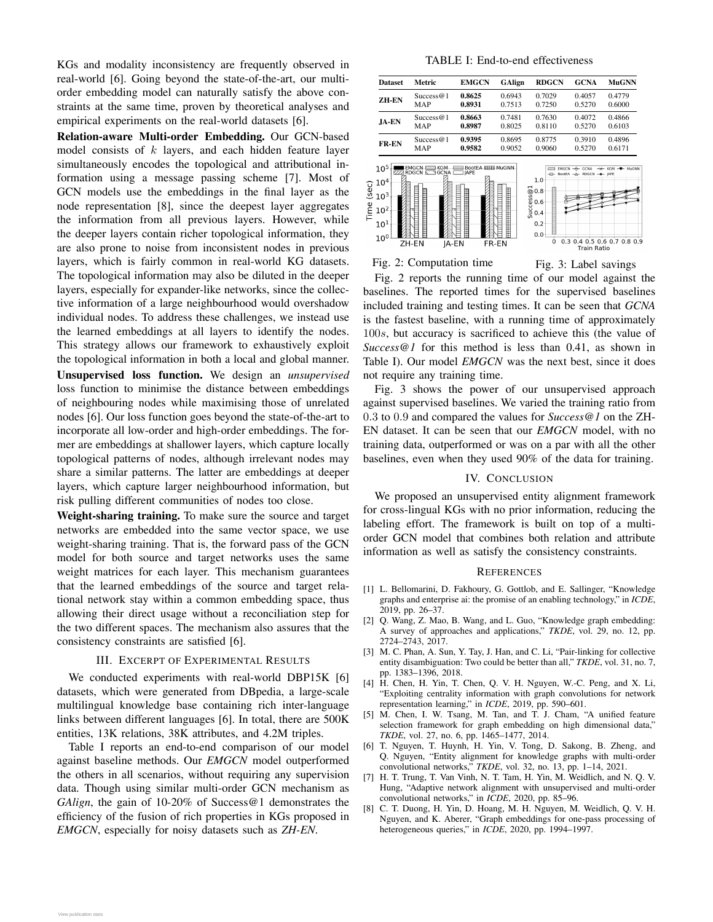KGs and modality inconsistency are frequently observed in real-world [6]. Going beyond the state-of-the-art, our multi-order embedding model can naturally satisfy the above constraints at the same time, proven by theoretical analyses and empirical experiments on the real-world datasets [6].

**Relation-aware Multi-order Embedding.** Our GCN-based model consists of $k$ layers, and each hidden feature layer simultaneously encodes the topological and attributional information using a message passing scheme [7]. Most of GCN models use the embeddings in the final layer as the node representation [8], since the deepest layer aggregates the information from all previous layers. However, while the deeper layers contain richer topological information, they are also prone to noise from inconsistent nodes in previous layers, which is fairly common in real-world KG datasets. The topological information may also be diluted in the deeper layers, especially for expander-like networks, since the collective information of a large neighbourhood would overshadow individual nodes. To address these challenges, we instead use the learned embeddings at all layers to identify the nodes. This strategy allows our framework to exhaustively exploit the topological information in both a local and global manner.

**Unsupervised loss function.** We design an *unsupervised* loss function to minimise the distance between embeddings of neighbouring nodes while maximising those of unrelated nodes [6]. Our loss function goes beyond the state-of-the-art to incorporate all low-order and high-order embeddings. The former are embeddings at shallower layers, which capture locally topological patterns of nodes, although irrelevant nodes may share a similar patterns. The latter are embeddings at deeper layers, which capture larger neighbourhood information, but risk pulling different communities of nodes too close.

**Weight-sharing training.** To make sure the source and target networks are embedded into the same vector space, we use weight-sharing training. That is, the forward pass of the GCN model for both source and target networks uses the same weight matrices for each layer. This mechanism guarantees that the learned embeddings of the source and target relational network stay within a common embedding space, thus allowing their direct usage without a reconciliation step for the two different spaces. The mechanism also assures that the consistency constraints are satisfied [6].

## III. Excerpt of Experimental Results

We conducted experiments with real-world DBP15K [6] datasets, which were generated from DBpedia, a large-scale multilingual knowledge base containing rich inter-language links between different languages [6]. In total, there are 500K entities, 13K relations, 38K attributes, and 4.2M triples.

Table I reports an end-to-end comparison of our model against baseline methods. Our *EMGCN* model outperformed the others in all scenarios, without requiring any supervision data. Though using similar multi-order GCN mechanism as *GAlign*, the gain of 10-20% of Success@1 demonstrates the efficiency of the fusion of rich properties in KGs proposed in *EMGCN*, especially for noisy datasets such as *ZH-EN*.

TABLE I: End-to-end effectiveness

| Dataset | Metric | EMGCN | GAlign | RDGCN | GCNA | MuGNN |
|---|---|---|---|---|---|---|
| **ZH-EN** | Success@1 | **0.8625** | 0.6943 | 0.7029 | 0.4057 | 0.4779 |
| | MAP | **0.8931** | 0.7513 | 0.7250 | 0.5270 | 0.6000 |
| **JA-EN** | Success@1 | **0.8663** | 0.7481 | 0.7630 | 0.4072 | 0.4866 |
| | MAP | **0.8987** | 0.8025 | 0.8110 | 0.5270 | 0.6103 |
| **FR-EN** | Success@1 | **0.9395** | 0.8695 | 0.8775 | 0.3910 | 0.4896 |
| | MAP | **0.9582** | 0.9052 | 0.9060 | 0.5270 | 0.6171 |

EMGCN KGM BootEA MuGNN RDGCN GCNA JAPE

Time (sec)

$10^0$ $10^1$ $10^2$ $10^3$ $10^4$ $10^5$

ZH-EN JA-EN FR-EN

Fig. 2: Computation time

EMGCN GCNA KGM MuGNN BootEA RDGCN JAPE

Success@1

0.0 0.2 0.4 0.6 0.8 1.0

0 0.3 0.4 0.5 0.6 0.7 0.8 0.9

Train Ratio

Fig. 3: Label savings

Fig. 2 reports the running time of our model against the baselines. The reported times for the supervised baselines included training and testing times. It can be seen that *GCNA* is the fastest baseline, with a running time of approximately $100s$, but accuracy is sacrificed to achieve this (the value of *Success@1* for this method is less than 0.41, as shown in Table I). Our model *EMGCN* was the next best, since it does not require any training time.

Fig. 3 shows the power of our unsupervised approach against supervised baselines. We varied the training ratio from $0.3$ to $0.9$ and compared the values for *Success@1* on the ZH-EN dataset. It can be seen that our *EMGCN* model, with no training data, outperformed or was on a par with all the other baselines, even when they used 90% of the data for training.

## IV. Conclusion

We proposed an unsupervised entity alignment framework for cross-lingual KGs with no prior information, reducing the labeling effort. The framework is built on top of a multi-order GCN model that combines both relation and attribute information as well as satisfy the consistency constraints.

## References

[1] L. Bellomarini, D. Fakhoury, G. Gottlob, and E. Sallinger, "Knowledge graphs and enterprise ai: the promise of an enabling technology," in *ICDE*, 2019, pp. 26–37.

[2] Q. Wang, Z. Mao, B. Wang, and L. Guo, "Knowledge graph embedding: A survey of approaches and applications," *TKDE*, vol. 29, no. 12, pp. 2724–2743, 2017.

[3] M. C. Phan, A. Sun, Y. Tay, J. Han, and C. Li, "Pair-linking for collective entity disambiguation: Two could be better than all," *TKDE*, vol. 31, no. 7, pp. 1383–1396, 2018.

[4] H. Chen, H. Yin, T. Chen, Q. V. H. Nguyen, W.-C. Peng, and X. Li, "Exploiting centrality information with graph convolutions for network representation learning," in *ICDE*, 2019, pp. 590–601.

[5] M. Chen, I. W. Tsang, M. Tan, and T. J. Cham, "A unified feature selection framework for graph embedding on high dimensional data," *TKDE*, vol. 27, no. 6, pp. 1465–1477, 2014.

[6] T. Nguyen, T. Huynh, H. Yin, V. Tong, D. Sakong, B. Zheng, and Q. Nguyen, "Entity alignment for knowledge graphs with multi-order convolutional networks," *TKDE*, vol. 32, no. 13, pp. 1–14, 2021.

[7] H. T. Trung, T. Van Vinh, N. T. Tam, H. Yin, M. Weidlich, and N. Q. V. Hung, "Adaptive network alignment with unsupervised and multi-order convolutional networks," in *ICDE*, 2020, pp. 85–96.

[8] C. T. Duong, H. Yin, D. Hoang, M. H. Nguyen, M. Weidlich, Q. V. H. Nguyen, and K. Aberer, "Graph embeddings for one-pass processing of heterogeneous queries," in *ICDE*, 2020, pp. 1994–1997.